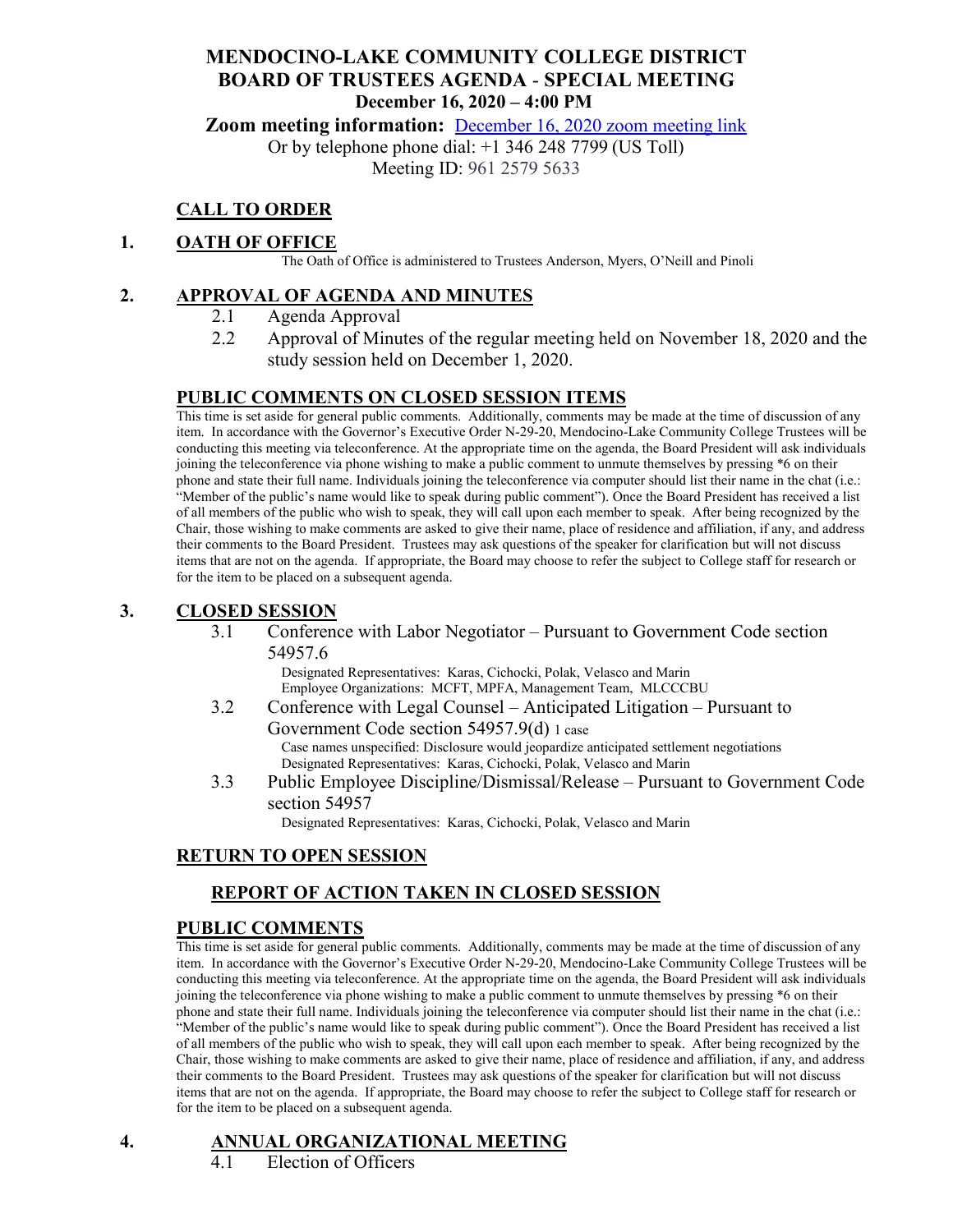# MENDOCINO-LAKE COMMUNITY COLLEGE DISTRICT
## BOARD OF TRUSTEES AGENDA - SPECIAL MEETING
**December 16, 2020 – 4:00 PM**

**Zoom meeting information:** [December 16, 2020 zoom meeting link]()
Or by telephone phone dial: +1 346 248 7799 (US Toll)
Meeting ID: 961 2579 5633

## CALL TO ORDER

## 1. OATH OF OFFICE

The Oath of Office is administered to Trustees Anderson, Myers, O'Neill and Pinoli

## 2. APPROVAL OF AGENDA AND MINUTES

2.1 Agenda Approval

2.2 Approval of Minutes of the regular meeting held on November 18, 2020 and the study session held on December 1, 2020.

## PUBLIC COMMENTS ON CLOSED SESSION ITEMS

This time is set aside for general public comments. Additionally, comments may be made at the time of discussion of any item. In accordance with the Governor's Executive Order N-29-20, Mendocino-Lake Community College Trustees will be conducting this meeting via teleconference. At the appropriate time on the agenda, the Board President will ask individuals joining the teleconference via phone wishing to make a public comment to unmute themselves by pressing *6 on their phone and state their full name. Individuals joining the teleconference via computer should list their name in the chat (i.e.: "Member of the public's name would like to speak during public comment"). Once the Board President has received a list of all members of the public who wish to speak, they will call upon each member to speak. After being recognized by the Chair, those wishing to make comments are asked to give their name, place of residence and affiliation, if any, and address their comments to the Board President. Trustees may ask questions of the speaker for clarification but will not discuss items that are not on the agenda. If appropriate, the Board may choose to refer the subject to College staff for research or for the item to be placed on a subsequent agenda.

## 3. CLOSED SESSION

3.1 Conference with Labor Negotiator – Pursuant to Government Code section 54957.6

Designated Representatives: Karas, Cichocki, Polak, Velasco and Marin
Employee Organizations: MCFT, MPFA, Management Team, MLCCCBU

3.2 Conference with Legal Counsel – Anticipated Litigation – Pursuant to Government Code section 54957.9(d) 1 case

Case names unspecified: Disclosure would jeopardize anticipated settlement negotiations
Designated Representatives: Karas, Cichocki, Polak, Velasco and Marin

3.3 Public Employee Discipline/Dismissal/Release – Pursuant to Government Code section 54957

Designated Representatives: Karas, Cichocki, Polak, Velasco and Marin

## RETURN TO OPEN SESSION

### REPORT OF ACTION TAKEN IN CLOSED SESSION

## PUBLIC COMMENTS

This time is set aside for general public comments. Additionally, comments may be made at the time of discussion of any item. In accordance with the Governor's Executive Order N-29-20, Mendocino-Lake Community College Trustees will be conducting this meeting via teleconference. At the appropriate time on the agenda, the Board President will ask individuals joining the teleconference via phone wishing to make a public comment to unmute themselves by pressing *6 on their phone and state their full name. Individuals joining the teleconference via computer should list their name in the chat (i.e.: "Member of the public's name would like to speak during public comment"). Once the Board President has received a list of all members of the public who wish to speak, they will call upon each member to speak. After being recognized by the Chair, those wishing to make comments are asked to give their name, place of residence and affiliation, if any, and address their comments to the Board President. Trustees may ask questions of the speaker for clarification but will not discuss items that are not on the agenda. If appropriate, the Board may choose to refer the subject to College staff for research or for the item to be placed on a subsequent agenda.

## 4. ANNUAL ORGANIZATIONAL MEETING

4.1 Election of Officers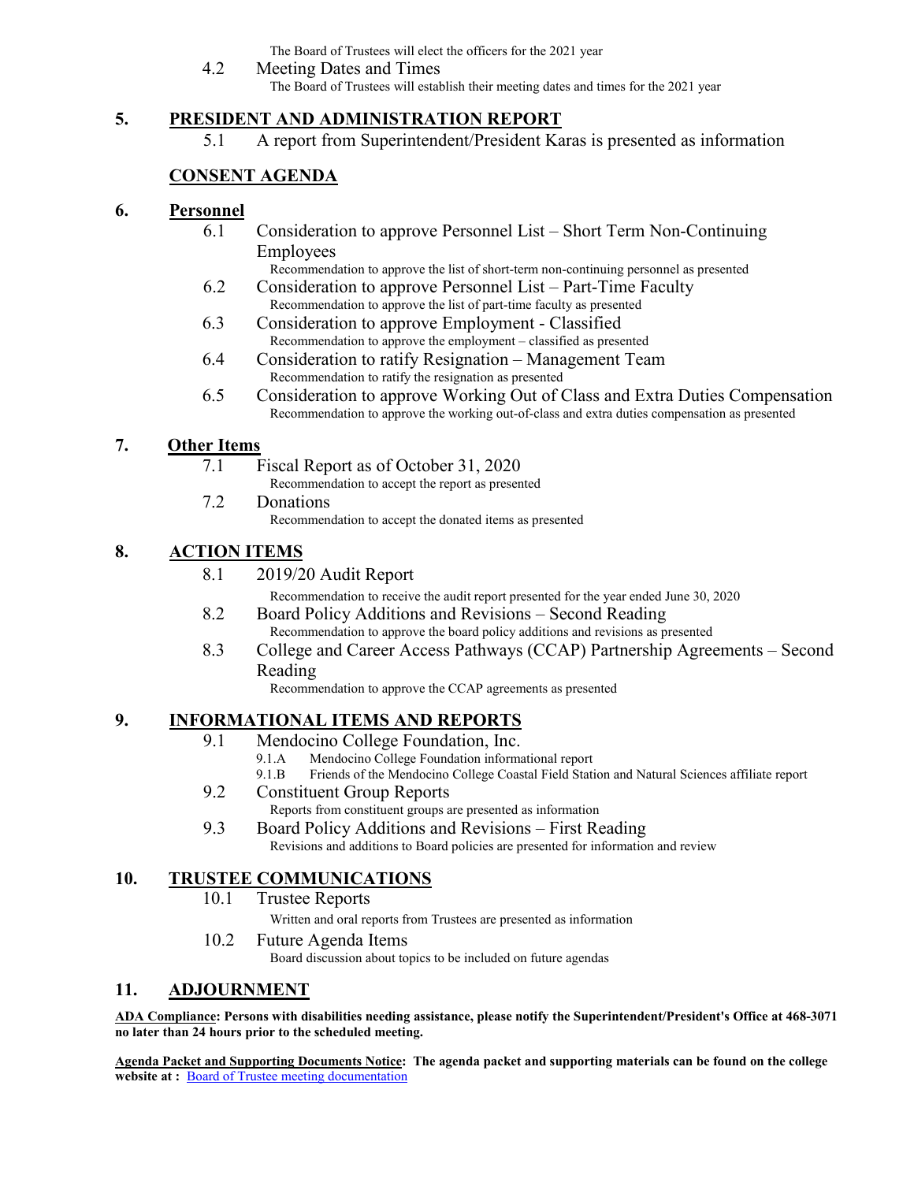The Board of Trustees will elect the officers for the 2021 year

4.2 Meeting Dates and Times

The Board of Trustees will establish their meeting dates and times for the 2021 year

## 5. PRESIDENT AND ADMINISTRATION REPORT

5.1 A report from Superintendent/President Karas is presented as information

## CONSENT AGENDA

## 6. Personnel

6.1 Consideration to approve Personnel List – Short Term Non-Continuing Employees

Recommendation to approve the list of short-term non-continuing personnel as presented

6.2 Consideration to approve Personnel List – Part-Time Faculty

Recommendation to approve the list of part-time faculty as presented

6.3 Consideration to approve Employment - Classified

Recommendation to approve the employment – classified as presented

6.4 Consideration to ratify Resignation – Management Team

Recommendation to ratify the resignation as presented

6.5 Consideration to approve Working Out of Class and Extra Duties Compensation

Recommendation to approve the working out-of-class and extra duties compensation as presented

## 7. Other Items

7.1 Fiscal Report as of October 31, 2020

Recommendation to accept the report as presented

7.2 Donations

Recommendation to accept the donated items as presented

## 8. ACTION ITEMS

8.1 2019/20 Audit Report

Recommendation to receive the audit report presented for the year ended June 30, 2020

8.2 Board Policy Additions and Revisions – Second Reading

Recommendation to approve the board policy additions and revisions as presented

8.3 College and Career Access Pathways (CCAP) Partnership Agreements – Second Reading

Recommendation to approve the CCAP agreements as presented

## 9. INFORMATIONAL ITEMS AND REPORTS

9.1 Mendocino College Foundation, Inc.

9.1.A Mendocino College Foundation informational report

9.1.B Friends of the Mendocino College Coastal Field Station and Natural Sciences affiliate report

9.2 Constituent Group Reports

Reports from constituent groups are presented as information

9.3 Board Policy Additions and Revisions – First Reading

Revisions and additions to Board policies are presented for information and review

## 10. TRUSTEE COMMUNICATIONS

10.1 Trustee Reports

Written and oral reports from Trustees are presented as information

10.2 Future Agenda Items

Board discussion about topics to be included on future agendas

## 11. ADJOURNMENT

**ADA Compliance: Persons with disabilities needing assistance, please notify the Superintendent/President's Office at 468-3071 no later than 24 hours prior to the scheduled meeting.**

**Agenda Packet and Supporting Documents Notice: The agenda packet and supporting materials can be found on the college website at :** Board of Trustee meeting documentation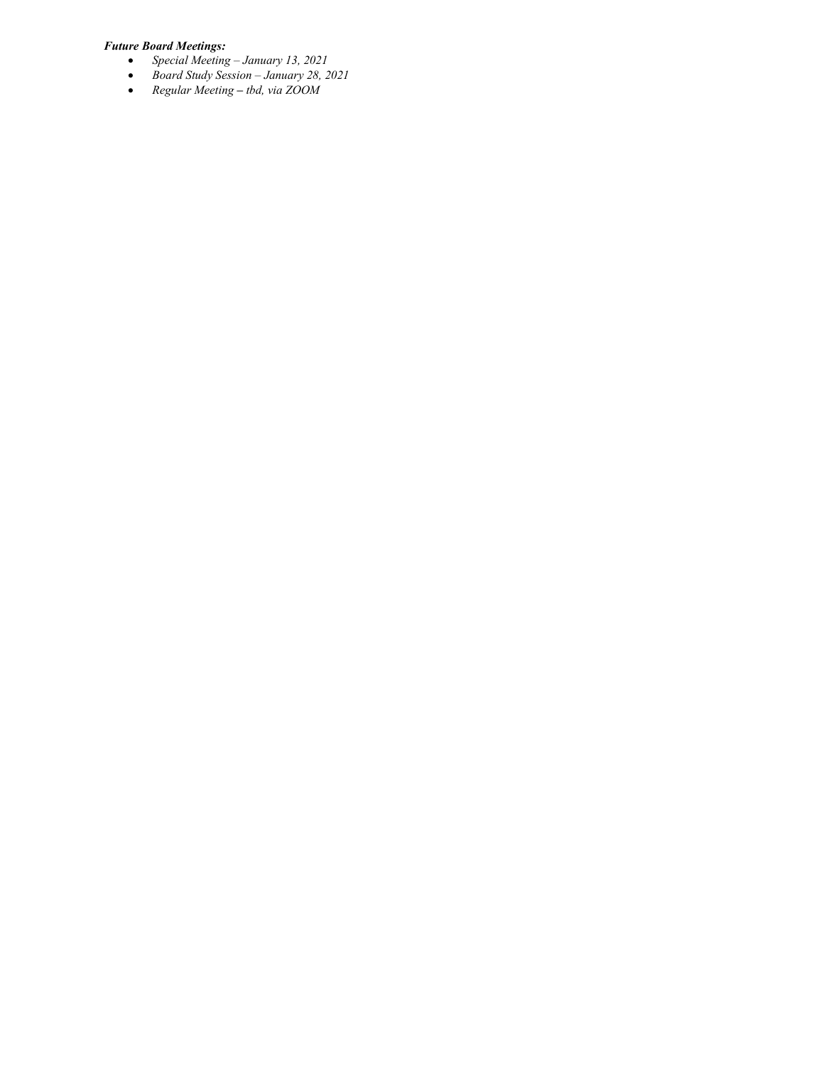***Future Board Meetings:***

- *Special Meeting – January 13, 2021*
- *Board Study Session – January 28, 2021*
- *Regular Meeting – tbd, via ZOOM*